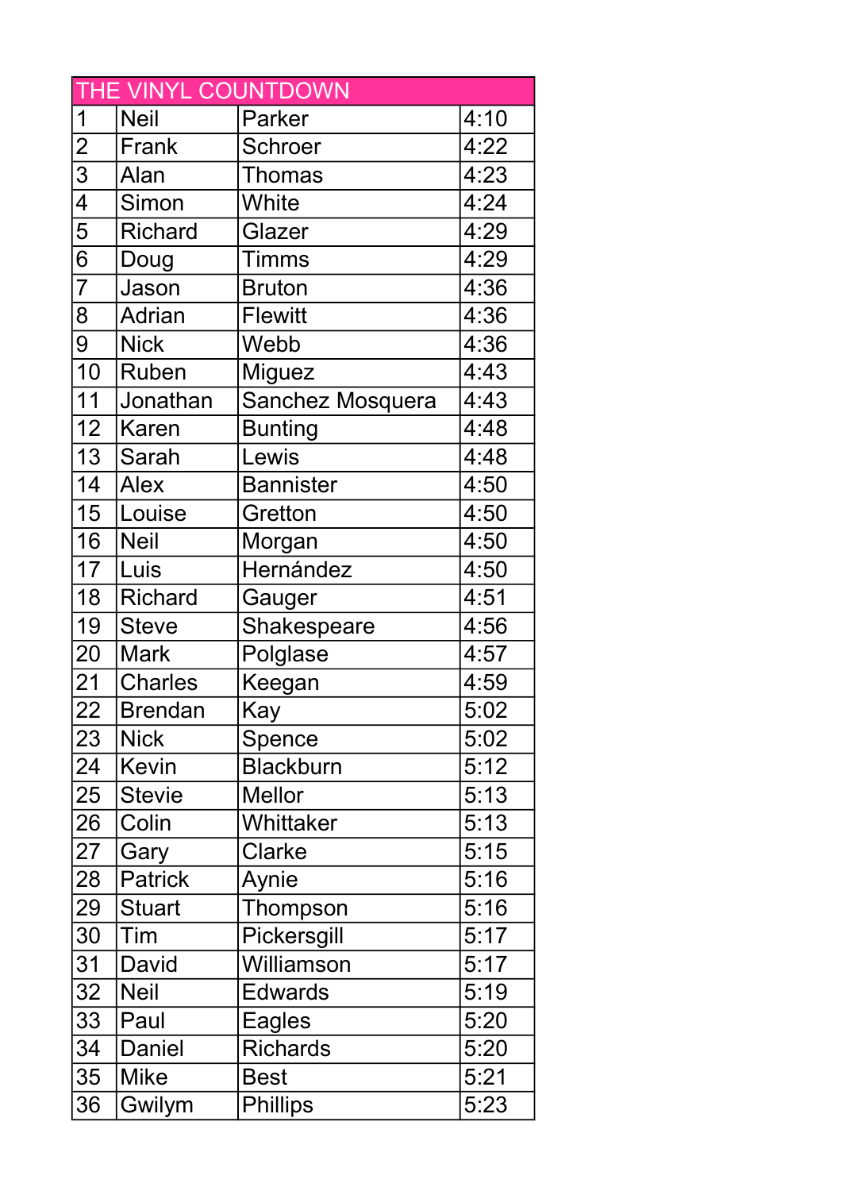| THE VINYL COUNTDOWN | | | |
|---|---|---|---|
| 1 | Neil | Parker | 4:10 |
| 2 | Frank | Schroer | 4:22 |
| 3 | Alan | Thomas | 4:23 |
| 4 | Simon | White | 4:24 |
| 5 | Richard | Glazer | 4:29 |
| 6 | Doug | Timms | 4:29 |
| 7 | Jason | Bruton | 4:36 |
| 8 | Adrian | Flewitt | 4:36 |
| 9 | Nick | Webb | 4:36 |
| 10 | Ruben | Miguez | 4:43 |
| 11 | Jonathan | Sanchez Mosquera | 4:43 |
| 12 | Karen | Bunting | 4:48 |
| 13 | Sarah | Lewis | 4:48 |
| 14 | Alex | Bannister | 4:50 |
| 15 | Louise | Gretton | 4:50 |
| 16 | Neil | Morgan | 4:50 |
| 17 | Luis | Hernández | 4:50 |
| 18 | Richard | Gauger | 4:51 |
| 19 | Steve | Shakespeare | 4:56 |
| 20 | Mark | Polglase | 4:57 |
| 21 | Charles | Keegan | 4:59 |
| 22 | Brendan | Kay | 5:02 |
| 23 | Nick | Spence | 5:02 |
| 24 | Kevin | Blackburn | 5:12 |
| 25 | Stevie | Mellor | 5:13 |
| 26 | Colin | Whittaker | 5:13 |
| 27 | Gary | Clarke | 5:15 |
| 28 | Patrick | Aynie | 5:16 |
| 29 | Stuart | Thompson | 5:16 |
| 30 | Tim | Pickersgill | 5:17 |
| 31 | David | Williamson | 5:17 |
| 32 | Neil | Edwards | 5:19 |
| 33 | Paul | Eagles | 5:20 |
| 34 | Daniel | Richards | 5:20 |
| 35 | Mike | Best | 5:21 |
| 36 | Gwilym | Phillips | 5:23 |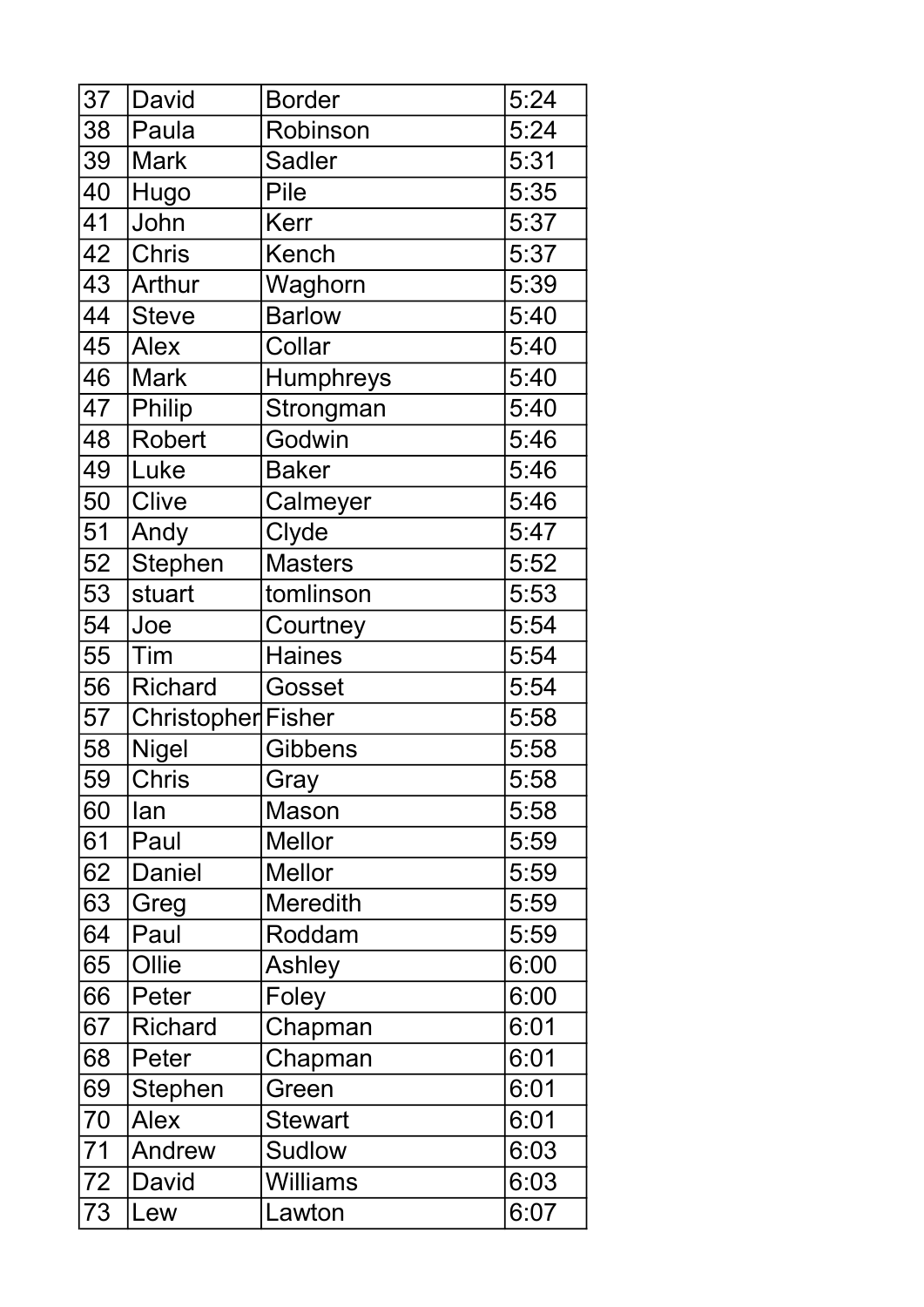| 37 | David | Border | 5:24 |
|---|---|---|---|
| 38 | Paula | Robinson | 5:24 |
| 39 | Mark | Sadler | 5:31 |
| 40 | Hugo | Pile | 5:35 |
| 41 | John | Kerr | 5:37 |
| 42 | Chris | Kench | 5:37 |
| 43 | Arthur | Waghorn | 5:39 |
| 44 | Steve | Barlow | 5:40 |
| 45 | Alex | Collar | 5:40 |
| 46 | Mark | Humphreys | 5:40 |
| 47 | Philip | Strongman | 5:40 |
| 48 | Robert | Godwin | 5:46 |
| 49 | Luke | Baker | 5:46 |
| 50 | Clive | Calmeyer | 5:46 |
| 51 | Andy | Clyde | 5:47 |
| 52 | Stephen | Masters | 5:52 |
| 53 | stuart | tomlinson | 5:53 |
| 54 | Joe | Courtney | 5:54 |
| 55 | Tim | Haines | 5:54 |
| 56 | Richard | Gosset | 5:54 |
| 57 | Christopher | Fisher | 5:58 |
| 58 | Nigel | Gibbens | 5:58 |
| 59 | Chris | Gray | 5:58 |
| 60 | Ian | Mason | 5:58 |
| 61 | Paul | Mellor | 5:59 |
| 62 | Daniel | Mellor | 5:59 |
| 63 | Greg | Meredith | 5:59 |
| 64 | Paul | Roddam | 5:59 |
| 65 | Ollie | Ashley | 6:00 |
| 66 | Peter | Foley | 6:00 |
| 67 | Richard | Chapman | 6:01 |
| 68 | Peter | Chapman | 6:01 |
| 69 | Stephen | Green | 6:01 |
| 70 | Alex | Stewart | 6:01 |
| 71 | Andrew | Sudlow | 6:03 |
| 72 | David | Williams | 6:03 |
| 73 | Lew | Lawton | 6:07 |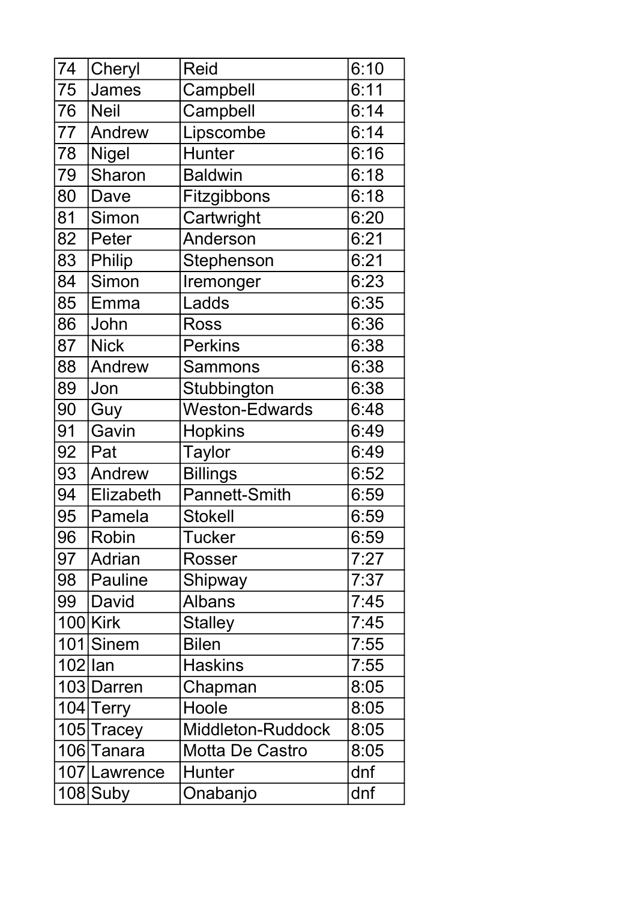| 74 | Cheryl | Reid | 6:10 |
|---|---|---|---|
| 75 | James | Campbell | 6:11 |
| 76 | Neil | Campbell | 6:14 |
| 77 | Andrew | Lipscombe | 6:14 |
| 78 | Nigel | Hunter | 6:16 |
| 79 | Sharon | Baldwin | 6:18 |
| 80 | Dave | Fitzgibbons | 6:18 |
| 81 | Simon | Cartwright | 6:20 |
| 82 | Peter | Anderson | 6:21 |
| 83 | Philip | Stephenson | 6:21 |
| 84 | Simon | Iremonger | 6:23 |
| 85 | Emma | Ladds | 6:35 |
| 86 | John | Ross | 6:36 |
| 87 | Nick | Perkins | 6:38 |
| 88 | Andrew | Sammons | 6:38 |
| 89 | Jon | Stubbington | 6:38 |
| 90 | Guy | Weston-Edwards | 6:48 |
| 91 | Gavin | Hopkins | 6:49 |
| 92 | Pat | Taylor | 6:49 |
| 93 | Andrew | Billings | 6:52 |
| 94 | Elizabeth | Pannett-Smith | 6:59 |
| 95 | Pamela | Stokell | 6:59 |
| 96 | Robin | Tucker | 6:59 |
| 97 | Adrian | Rosser | 7:27 |
| 98 | Pauline | Shipway | 7:37 |
| 99 | David | Albans | 7:45 |
| 100 | Kirk | Stalley | 7:45 |
| 101 | Sinem | Bilen | 7:55 |
| 102 | Ian | Haskins | 7:55 |
| 103 | Darren | Chapman | 8:05 |
| 104 | Terry | Hoole | 8:05 |
| 105 | Tracey | Middleton-Ruddock | 8:05 |
| 106 | Tanara | Motta De Castro | 8:05 |
| 107 | Lawrence | Hunter | dnf |
| 108 | Suby | Onabanjo | dnf |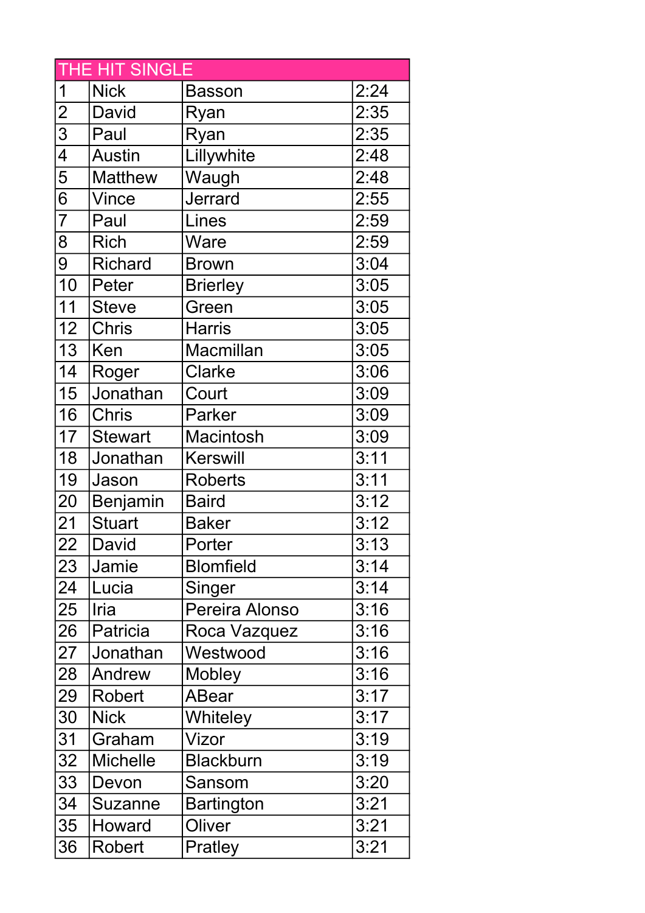| THE HIT SINGLE | | | |
|---|---|---|---|
| 1 | Nick | Basson | 2:24 |
| 2 | David | Ryan | 2:35 |
| 3 | Paul | Ryan | 2:35 |
| 4 | Austin | Lillywhite | 2:48 |
| 5 | Matthew | Waugh | 2:48 |
| 6 | Vince | Jerrard | 2:55 |
| 7 | Paul | Lines | 2:59 |
| 8 | Rich | Ware | 2:59 |
| 9 | Richard | Brown | 3:04 |
| 10 | Peter | Brierley | 3:05 |
| 11 | Steve | Green | 3:05 |
| 12 | Chris | Harris | 3:05 |
| 13 | Ken | Macmillan | 3:05 |
| 14 | Roger | Clarke | 3:06 |
| 15 | Jonathan | Court | 3:09 |
| 16 | Chris | Parker | 3:09 |
| 17 | Stewart | Macintosh | 3:09 |
| 18 | Jonathan | Kerswill | 3:11 |
| 19 | Jason | Roberts | 3:11 |
| 20 | Benjamin | Baird | 3:12 |
| 21 | Stuart | Baker | 3:12 |
| 22 | David | Porter | 3:13 |
| 23 | Jamie | Blomfield | 3:14 |
| 24 | Lucia | Singer | 3:14 |
| 25 | Iria | Pereira Alonso | 3:16 |
| 26 | Patricia | Roca Vazquez | 3:16 |
| 27 | Jonathan | Westwood | 3:16 |
| 28 | Andrew | Mobley | 3:16 |
| 29 | Robert | ABear | 3:17 |
| 30 | Nick | Whiteley | 3:17 |
| 31 | Graham | Vizor | 3:19 |
| 32 | Michelle | Blackburn | 3:19 |
| 33 | Devon | Sansom | 3:20 |
| 34 | Suzanne | Bartington | 3:21 |
| 35 | Howard | Oliver | 3:21 |
| 36 | Robert | Pratley | 3:21 |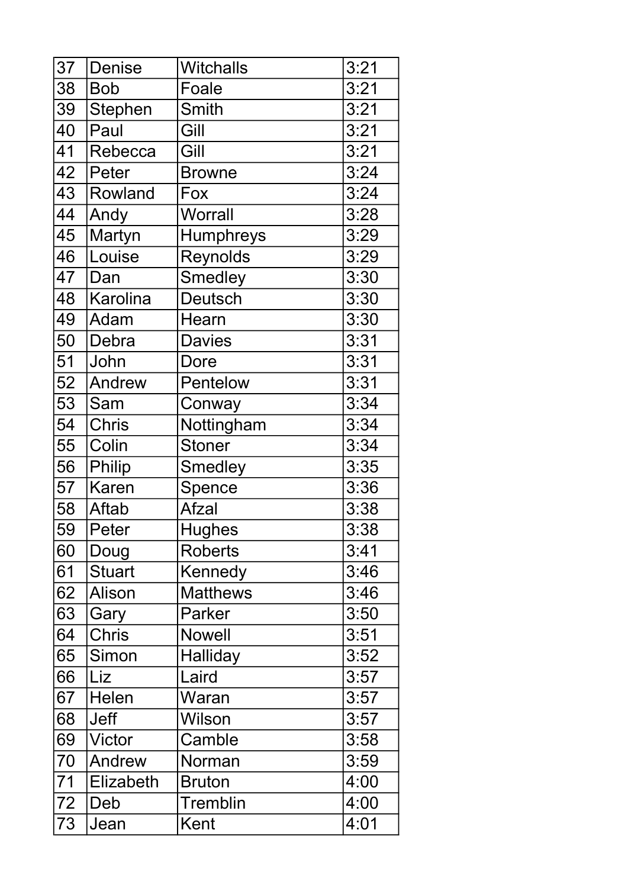| 37 | Denise | Witchalls | 3:21 |
|---|---|---|---|
| 38 | Bob | Foale | 3:21 |
| 39 | Stephen | Smith | 3:21 |
| 40 | Paul | Gill | 3:21 |
| 41 | Rebecca | Gill | 3:21 |
| 42 | Peter | Browne | 3:24 |
| 43 | Rowland | Fox | 3:24 |
| 44 | Andy | Worrall | 3:28 |
| 45 | Martyn | Humphreys | 3:29 |
| 46 | Louise | Reynolds | 3:29 |
| 47 | Dan | Smedley | 3:30 |
| 48 | Karolina | Deutsch | 3:30 |
| 49 | Adam | Hearn | 3:30 |
| 50 | Debra | Davies | 3:31 |
| 51 | John | Dore | 3:31 |
| 52 | Andrew | Pentelow | 3:31 |
| 53 | Sam | Conway | 3:34 |
| 54 | Chris | Nottingham | 3:34 |
| 55 | Colin | Stoner | 3:34 |
| 56 | Philip | Smedley | 3:35 |
| 57 | Karen | Spence | 3:36 |
| 58 | Aftab | Afzal | 3:38 |
| 59 | Peter | Hughes | 3:38 |
| 60 | Doug | Roberts | 3:41 |
| 61 | Stuart | Kennedy | 3:46 |
| 62 | Alison | Matthews | 3:46 |
| 63 | Gary | Parker | 3:50 |
| 64 | Chris | Nowell | 3:51 |
| 65 | Simon | Halliday | 3:52 |
| 66 | Liz | Laird | 3:57 |
| 67 | Helen | Waran | 3:57 |
| 68 | Jeff | Wilson | 3:57 |
| 69 | Victor | Camble | 3:58 |
| 70 | Andrew | Norman | 3:59 |
| 71 | Elizabeth | Bruton | 4:00 |
| 72 | Deb | Tremblin | 4:00 |
| 73 | Jean | Kent | 4:01 |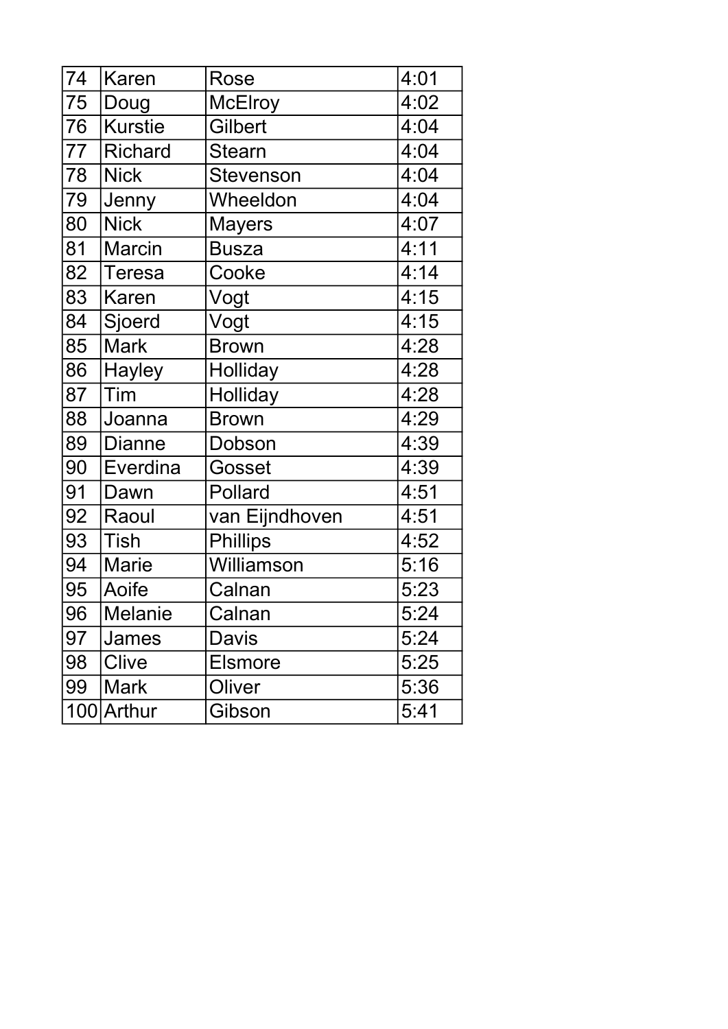| 74 | Karen | Rose | 4:01 |
|---|---|---|---|
| 75 | Doug | McElroy | 4:02 |
| 76 | Kurstie | Gilbert | 4:04 |
| 77 | Richard | Stearn | 4:04 |
| 78 | Nick | Stevenson | 4:04 |
| 79 | Jenny | Wheeldon | 4:04 |
| 80 | Nick | Mayers | 4:07 |
| 81 | Marcin | Busza | 4:11 |
| 82 | Teresa | Cooke | 4:14 |
| 83 | Karen | Vogt | 4:15 |
| 84 | Sjoerd | Vogt | 4:15 |
| 85 | Mark | Brown | 4:28 |
| 86 | Hayley | Holliday | 4:28 |
| 87 | Tim | Holliday | 4:28 |
| 88 | Joanna | Brown | 4:29 |
| 89 | Dianne | Dobson | 4:39 |
| 90 | Everdina | Gosset | 4:39 |
| 91 | Dawn | Pollard | 4:51 |
| 92 | Raoul | van Eijndhoven | 4:51 |
| 93 | Tish | Phillips | 4:52 |
| 94 | Marie | Williamson | 5:16 |
| 95 | Aoife | Calnan | 5:23 |
| 96 | Melanie | Calnan | 5:24 |
| 97 | James | Davis | 5:24 |
| 98 | Clive | Elsmore | 5:25 |
| 99 | Mark | Oliver | 5:36 |
| 100 | Arthur | Gibson | 5:41 |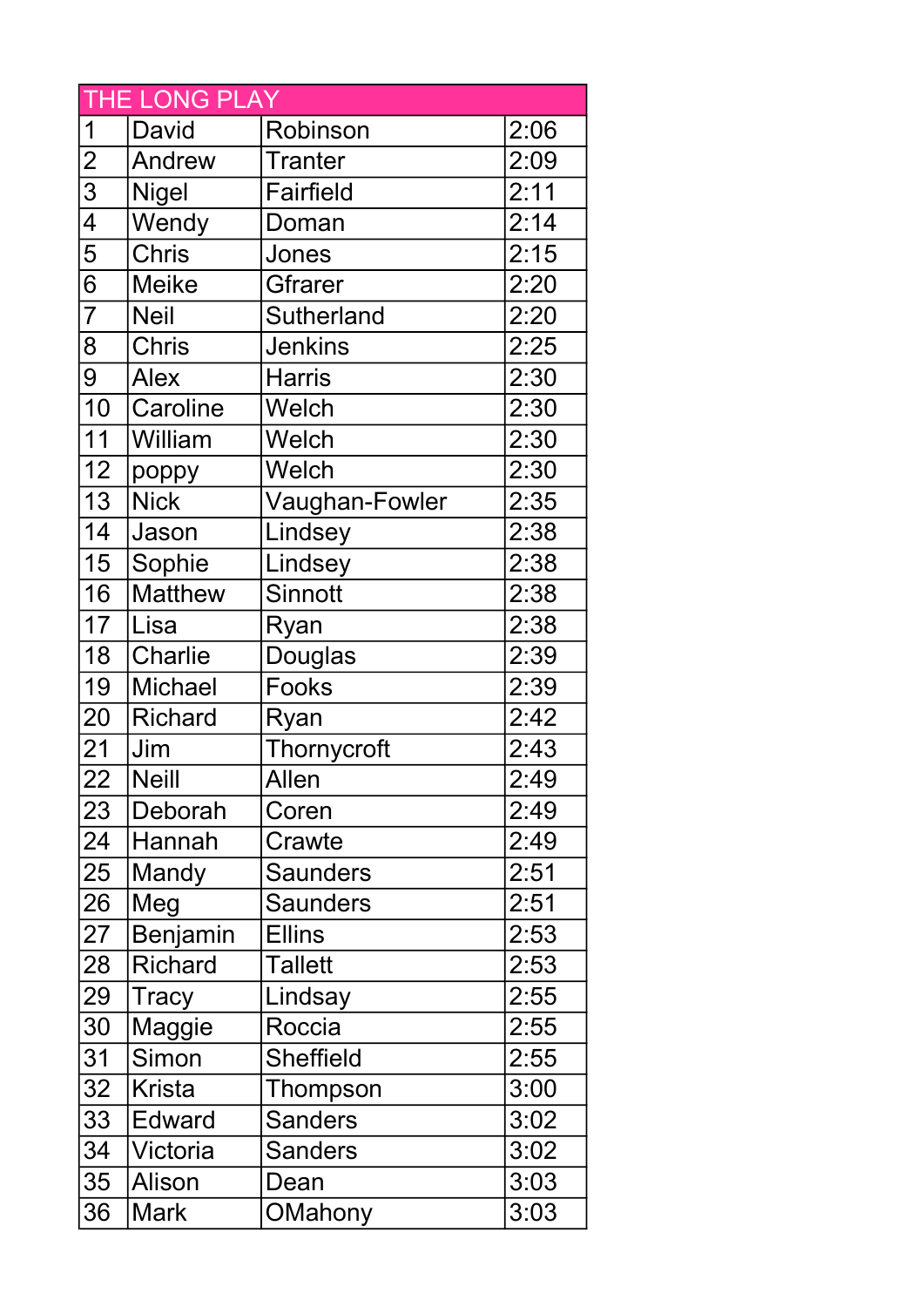| THE LONG PLAY | | | |
|---|---|---|---|
| 1 | David | Robinson | 2:06 |
| 2 | Andrew | Tranter | 2:09 |
| 3 | Nigel | Fairfield | 2:11 |
| 4 | Wendy | Doman | 2:14 |
| 5 | Chris | Jones | 2:15 |
| 6 | Meike | Gfrarer | 2:20 |
| 7 | Neil | Sutherland | 2:20 |
| 8 | Chris | Jenkins | 2:25 |
| 9 | Alex | Harris | 2:30 |
| 10 | Caroline | Welch | 2:30 |
| 11 | William | Welch | 2:30 |
| 12 | poppy | Welch | 2:30 |
| 13 | Nick | Vaughan-Fowler | 2:35 |
| 14 | Jason | Lindsey | 2:38 |
| 15 | Sophie | Lindsey | 2:38 |
| 16 | Matthew | Sinnott | 2:38 |
| 17 | Lisa | Ryan | 2:38 |
| 18 | Charlie | Douglas | 2:39 |
| 19 | Michael | Fooks | 2:39 |
| 20 | Richard | Ryan | 2:42 |
| 21 | Jim | Thornycroft | 2:43 |
| 22 | Neill | Allen | 2:49 |
| 23 | Deborah | Coren | 2:49 |
| 24 | Hannah | Crawte | 2:49 |
| 25 | Mandy | Saunders | 2:51 |
| 26 | Meg | Saunders | 2:51 |
| 27 | Benjamin | Ellins | 2:53 |
| 28 | Richard | Tallett | 2:53 |
| 29 | Tracy | Lindsay | 2:55 |
| 30 | Maggie | Roccia | 2:55 |
| 31 | Simon | Sheffield | 2:55 |
| 32 | Krista | Thompson | 3:00 |
| 33 | Edward | Sanders | 3:02 |
| 34 | Victoria | Sanders | 3:02 |
| 35 | Alison | Dean | 3:03 |
| 36 | Mark | OMahony | 3:03 |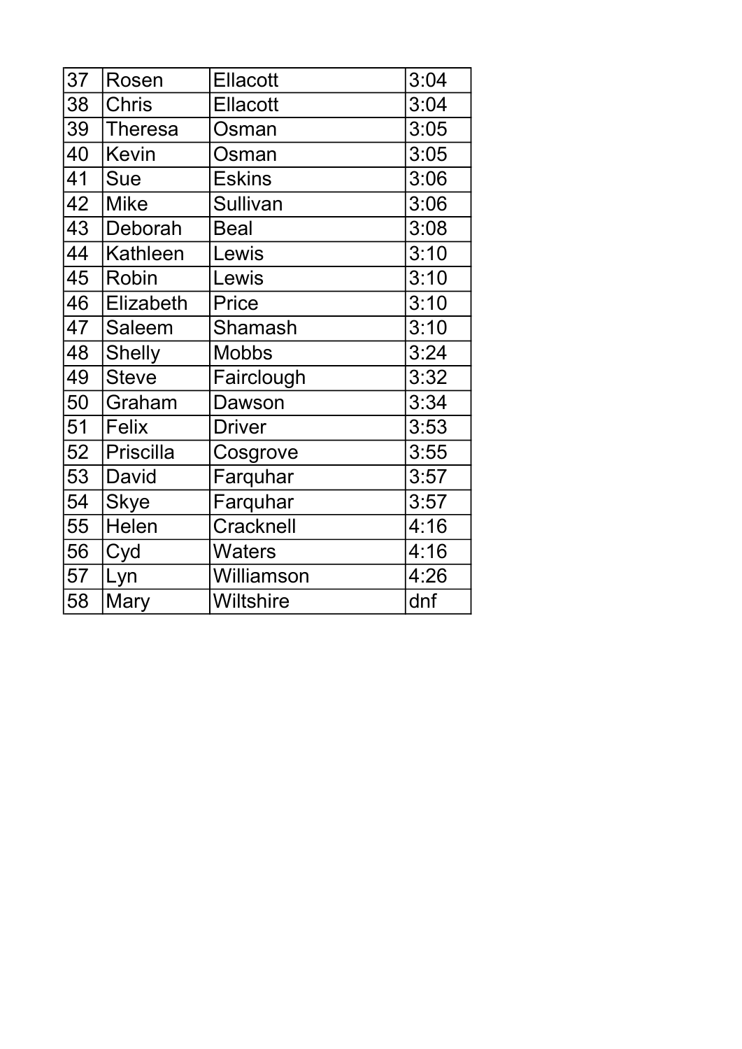| | | | |
|---|---|---|---|
| 37 | Rosen | Ellacott | 3:04 |
| 38 | Chris | Ellacott | 3:04 |
| 39 | Theresa | Osman | 3:05 |
| 40 | Kevin | Osman | 3:05 |
| 41 | Sue | Eskins | 3:06 |
| 42 | Mike | Sullivan | 3:06 |
| 43 | Deborah | Beal | 3:08 |
| 44 | Kathleen | Lewis | 3:10 |
| 45 | Robin | Lewis | 3:10 |
| 46 | Elizabeth | Price | 3:10 |
| 47 | Saleem | Shamash | 3:10 |
| 48 | Shelly | Mobbs | 3:24 |
| 49 | Steve | Fairclough | 3:32 |
| 50 | Graham | Dawson | 3:34 |
| 51 | Felix | Driver | 3:53 |
| 52 | Priscilla | Cosgrove | 3:55 |
| 53 | David | Farquhar | 3:57 |
| 54 | Skye | Farquhar | 3:57 |
| 55 | Helen | Cracknell | 4:16 |
| 56 | Cyd | Waters | 4:16 |
| 57 | Lyn | Williamson | 4:26 |
| 58 | Mary | Wiltshire | dnf |